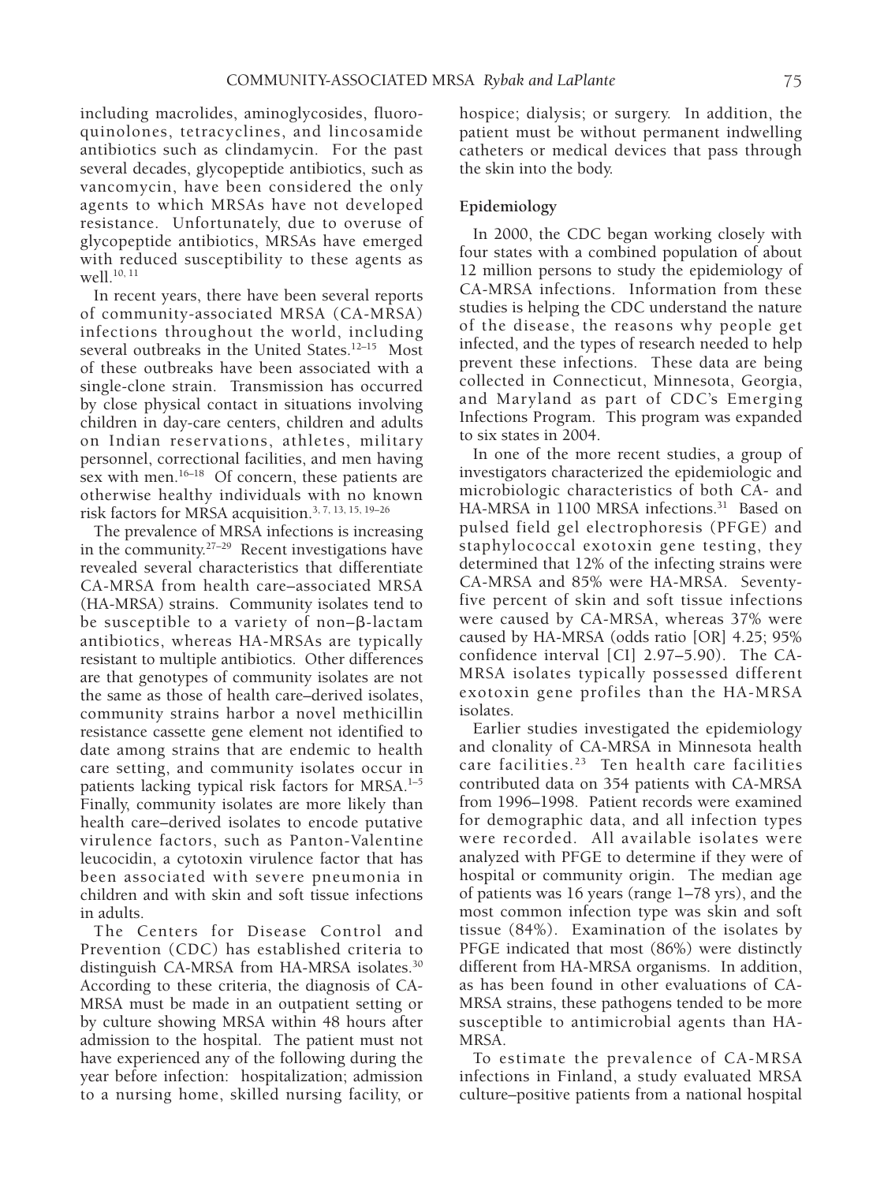including macrolides, aminoglycosides, fluoroquinolones, tetracyclines, and lincosamide antibiotics such as clindamycin. For the past several decades, glycopeptide antibiotics, such as vancomycin, have been considered the only agents to which MRSAs have not developed resistance. Unfortunately, due to overuse of glycopeptide antibiotics, MRSAs have emerged with reduced susceptibility to these agents as well.[10, 11]

In recent years, there have been several reports of community-associated MRSA (CA-MRSA) infections throughout the world, including several outbreaks in the United States.[12–15] Most of these outbreaks have been associated with a single-clone strain. Transmission has occurred by close physical contact in situations involving children in day-care centers, children and adults on Indian reservations, athletes, military personnel, correctional facilities, and men having sex with men.[16–18] Of concern, these patients are otherwise healthy individuals with no known risk factors for MRSA acquisition.[3, 7, 13, 15, 19–26]

The prevalence of MRSA infections is increasing in the community.[27–29] Recent investigations have revealed several characteristics that differentiate CA-MRSA from health care–associated MRSA (HA-MRSA) strains. Community isolates tend to be susceptible to a variety of non–β-lactam antibiotics, whereas HA-MRSAs are typically resistant to multiple antibiotics. Other differences are that genotypes of community isolates are not the same as those of health care–derived isolates, community strains harbor a novel methicillin resistance cassette gene element not identified to date among strains that are endemic to health care setting, and community isolates occur in patients lacking typical risk factors for MRSA.[1–5] Finally, community isolates are more likely than health care–derived isolates to encode putative virulence factors, such as Panton-Valentine leucocidin, a cytotoxin virulence factor that has been associated with severe pneumonia in children and with skin and soft tissue infections in adults.

The Centers for Disease Control and Prevention (CDC) has established criteria to distinguish CA-MRSA from HA-MRSA isolates.[30] According to these criteria, the diagnosis of CA-MRSA must be made in an outpatient setting or by culture showing MRSA within 48 hours after admission to the hospital. The patient must not have experienced any of the following during the year before infection: hospitalization; admission to a nursing home, skilled nursing facility, or hospice; dialysis; or surgery. In addition, the patient must be without permanent indwelling catheters or medical devices that pass through the skin into the body.

## Epidemiology

In 2000, the CDC began working closely with four states with a combined population of about 12 million persons to study the epidemiology of CA-MRSA infections. Information from these studies is helping the CDC understand the nature of the disease, the reasons why people get infected, and the types of research needed to help prevent these infections. These data are being collected in Connecticut, Minnesota, Georgia, and Maryland as part of CDC's Emerging Infections Program. This program was expanded to six states in 2004.

In one of the more recent studies, a group of investigators characterized the epidemiologic and microbiologic characteristics of both CA- and HA-MRSA in 1100 MRSA infections.[31] Based on pulsed field gel electrophoresis (PFGE) and staphylococcal exotoxin gene testing, they determined that 12% of the infecting strains were CA-MRSA and 85% were HA-MRSA. Seventy-five percent of skin and soft tissue infections were caused by CA-MRSA, whereas 37% were caused by HA-MRSA (odds ratio [OR] 4.25; 95% confidence interval [CI] 2.97–5.90). The CA-MRSA isolates typically possessed different exotoxin gene profiles than the HA-MRSA isolates.

Earlier studies investigated the epidemiology and clonality of CA-MRSA in Minnesota health care facilities.[23] Ten health care facilities contributed data on 354 patients with CA-MRSA from 1996–1998. Patient records were examined for demographic data, and all infection types were recorded. All available isolates were analyzed with PFGE to determine if they were of hospital or community origin. The median age of patients was 16 years (range 1–78 yrs), and the most common infection type was skin and soft tissue (84%). Examination of the isolates by PFGE indicated that most (86%) were distinctly different from HA-MRSA organisms. In addition, as has been found in other evaluations of CA-MRSA strains, these pathogens tended to be more susceptible to antimicrobial agents than HA-MRSA.

To estimate the prevalence of CA-MRSA infections in Finland, a study evaluated MRSA culture–positive patients from a national hospital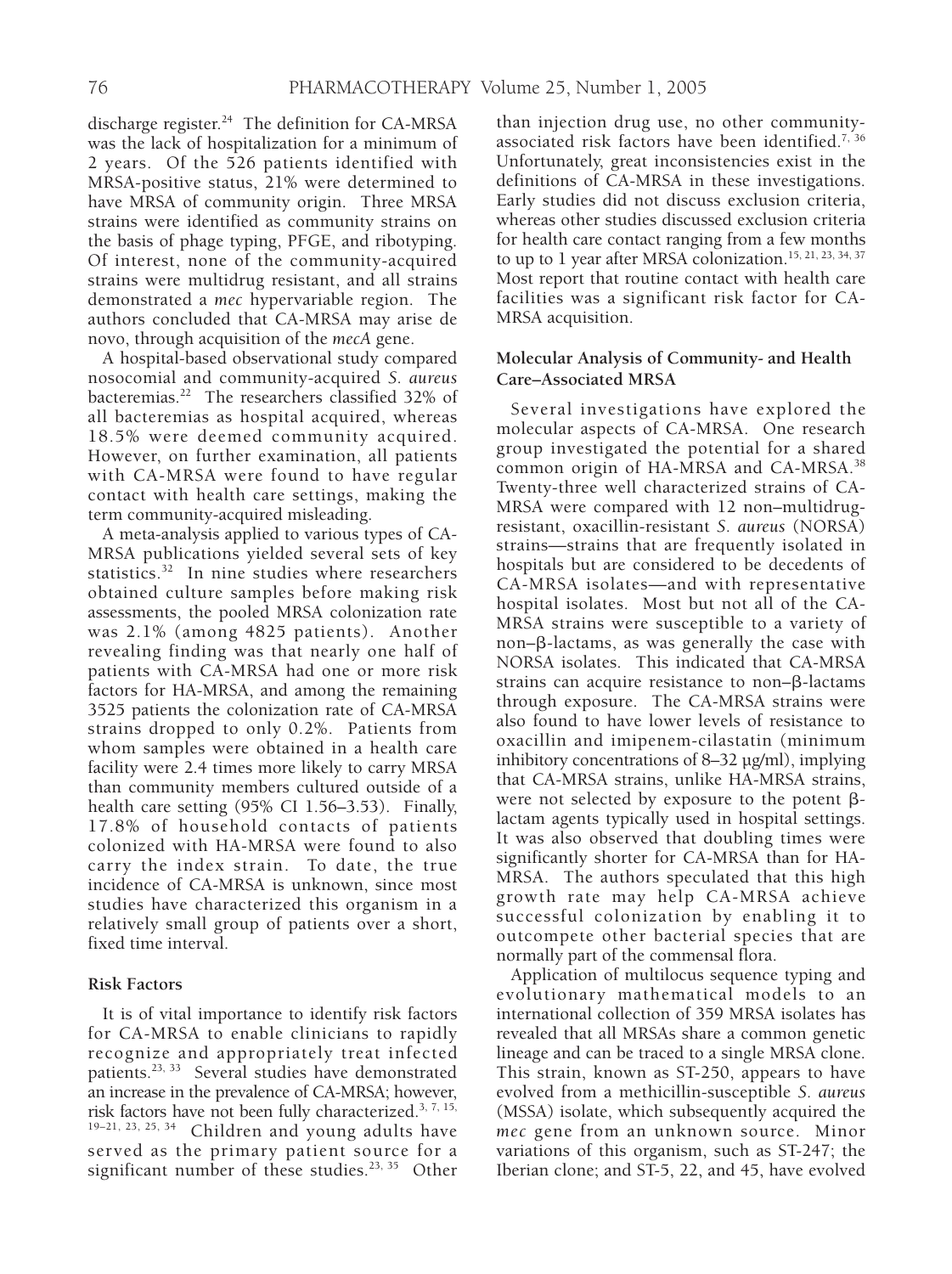discharge register.[24] The definition for CA-MRSA was the lack of hospitalization for a minimum of 2 years. Of the 526 patients identified with MRSA-positive status, 21% were determined to have MRSA of community origin. Three MRSA strains were identified as community strains on the basis of phage typing, PFGE, and ribotyping. Of interest, none of the community-acquired strains were multidrug resistant, and all strains demonstrated a *mec* hypervariable region. The authors concluded that CA-MRSA may arise de novo, through acquisition of the *mecA* gene.

A hospital-based observational study compared nosocomial and community-acquired *S. aureus* bacteremias.[22] The researchers classified 32% of all bacteremias as hospital acquired, whereas 18.5% were deemed community acquired. However, on further examination, all patients with CA-MRSA were found to have regular contact with health care settings, making the term community-acquired misleading.

A meta-analysis applied to various types of CA-MRSA publications yielded several sets of key statistics.[32] In nine studies where researchers obtained culture samples before making risk assessments, the pooled MRSA colonization rate was 2.1% (among 4825 patients). Another revealing finding was that nearly one half of patients with CA-MRSA had one or more risk factors for HA-MRSA, and among the remaining 3525 patients the colonization rate of CA-MRSA strains dropped to only 0.2%. Patients from whom samples were obtained in a health care facility were 2.4 times more likely to carry MRSA than community members cultured outside of a health care setting (95% CI 1.56–3.53). Finally, 17.8% of household contacts of patients colonized with HA-MRSA were found to also carry the index strain. To date, the true incidence of CA-MRSA is unknown, since most studies have characterized this organism in a relatively small group of patients over a short, fixed time interval.

### Risk Factors

It is of vital importance to identify risk factors for CA-MRSA to enable clinicians to rapidly recognize and appropriately treat infected patients.[23, 33] Several studies have demonstrated an increase in the prevalence of CA-MRSA; however, risk factors have not been fully characterized.[3, 7, 15, 19–21, 23, 25, 34] Children and young adults have served as the primary patient source for a significant number of these studies.[23, 35] Other than injection drug use, no other community-associated risk factors have been identified.[7, 36] Unfortunately, great inconsistencies exist in the definitions of CA-MRSA in these investigations. Early studies did not discuss exclusion criteria, whereas other studies discussed exclusion criteria for health care contact ranging from a few months to up to 1 year after MRSA colonization.[15, 21, 23, 34, 37] Most report that routine contact with health care facilities was a significant risk factor for CA-MRSA acquisition.

### Molecular Analysis of Community- and Health Care–Associated MRSA

Several investigations have explored the molecular aspects of CA-MRSA. One research group investigated the potential for a shared common origin of HA-MRSA and CA-MRSA.[38] Twenty-three well characterized strains of CA-MRSA were compared with 12 non–multidrug-resistant, oxacillin-resistant *S. aureus* (NORSA) strains—strains that are frequently isolated in hospitals but are considered to be decedents of CA-MRSA isolates—and with representative hospital isolates. Most but not all of the CA-MRSA strains were susceptible to a variety of non–β-lactams, as was generally the case with NORSA isolates. This indicated that CA-MRSA strains can acquire resistance to non–β-lactams through exposure. The CA-MRSA strains were also found to have lower levels of resistance to oxacillin and imipenem-cilastatin (minimum inhibitory concentrations of 8–32 µg/ml), implying that CA-MRSA strains, unlike HA-MRSA strains, were not selected by exposure to the potent β-lactam agents typically used in hospital settings. It was also observed that doubling times were significantly shorter for CA-MRSA than for HA-MRSA. The authors speculated that this high growth rate may help CA-MRSA achieve successful colonization by enabling it to outcompete other bacterial species that are normally part of the commensal flora.

Application of multilocus sequence typing and evolutionary mathematical models to an international collection of 359 MRSA isolates has revealed that all MRSAs share a common genetic lineage and can be traced to a single MRSA clone. This strain, known as ST-250, appears to have evolved from a methicillin-susceptible *S. aureus* (MSSA) isolate, which subsequently acquired the *mec* gene from an unknown source. Minor variations of this organism, such as ST-247; the Iberian clone; and ST-5, 22, and 45, have evolved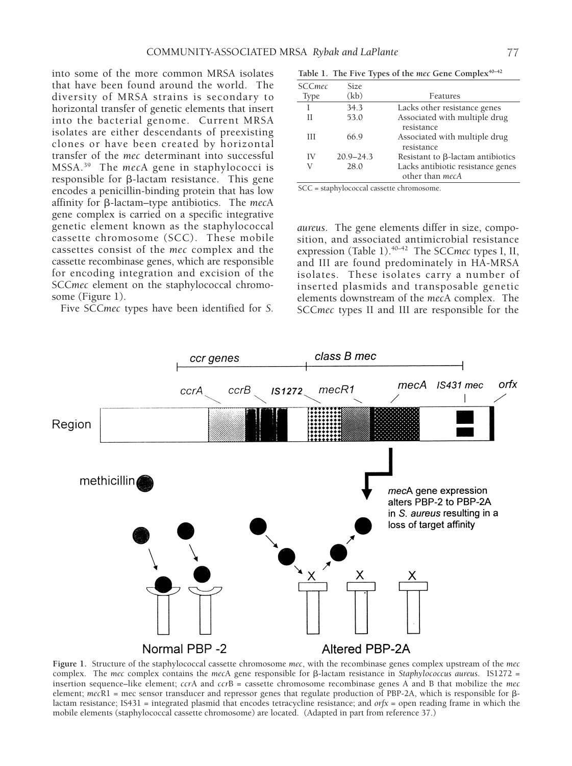into some of the more common MRSA isolates that have been found around the world. The diversity of MRSA strains is secondary to horizontal transfer of genetic elements that insert into the bacterial genome. Current MRSA isolates are either descendants of preexisting clones or have been created by horizontal transfer of the *mec* determinant into successful MSSA.[39] The *mec*A gene in staphylococci is responsible for β-lactam resistance. This gene encodes a penicillin-binding protein that has low affinity for β-lactam–type antibiotics. The *mec*A gene complex is carried on a specific integrative genetic element known as the staphylococcal cassette chromosome (SCC). These mobile cassettes consist of the *mec* complex and the cassette recombinase genes, which are responsible for encoding integration and excision of the SCC*mec* element on the staphylococcal chromosome (Figure 1).

Five SCC*mec* types have been identified for *S. aureus*. The gene elements differ in size, composition, and associated antimicrobial resistance expression (Table 1).[40–42] The SCC*mec* types I, II, and III are found predominately in HA-MRSA isolates. These isolates carry a number of inserted plasmids and transposable genetic elements downstream of the *mec*A complex. The SCC*mec* types II and III are responsible for the

**Table 1. The Five Types of the *mec* Gene Complex**[40–42]

| SCC*mec* Type | Size (kb) | Features |
|---|---|---|
| I | 34.3 | Lacks other resistance genes |
| II | 53.0 | Associated with multiple drug resistance |
| III | 66.9 | Associated with multiple drug resistance |
| IV | 20.9–24.3 | Resistant to β-lactam antibiotics |
| V | 28.0 | Lacks antibiotic resistance genes other than *mecA* |

SCC = staphylococcal cassette chromosome.

**Figure 1.** Structure of the staphylococcal cassette chromosome *mec*, with the recombinase genes complex upstream of the *mec* complex. The *mec* complex contains the *mec*A gene responsible for β-lactam resistance in *Staphylococcus aureus*. IS1272 = insertion sequence–like element; *ccr*A and *ccr*B = cassette chromosome recombinase genes A and B that mobilize the *mec* element; *mec*R1 = mec sensor transducer and repressor genes that regulate production of PBP-2A, which is responsible for β-lactam resistance; IS431 = integrated plasmid that encodes tetracycline resistance; and *orfx* = open reading frame in which the mobile elements (staphylococcal cassette chromosome) are located. (Adapted in part from reference 37.)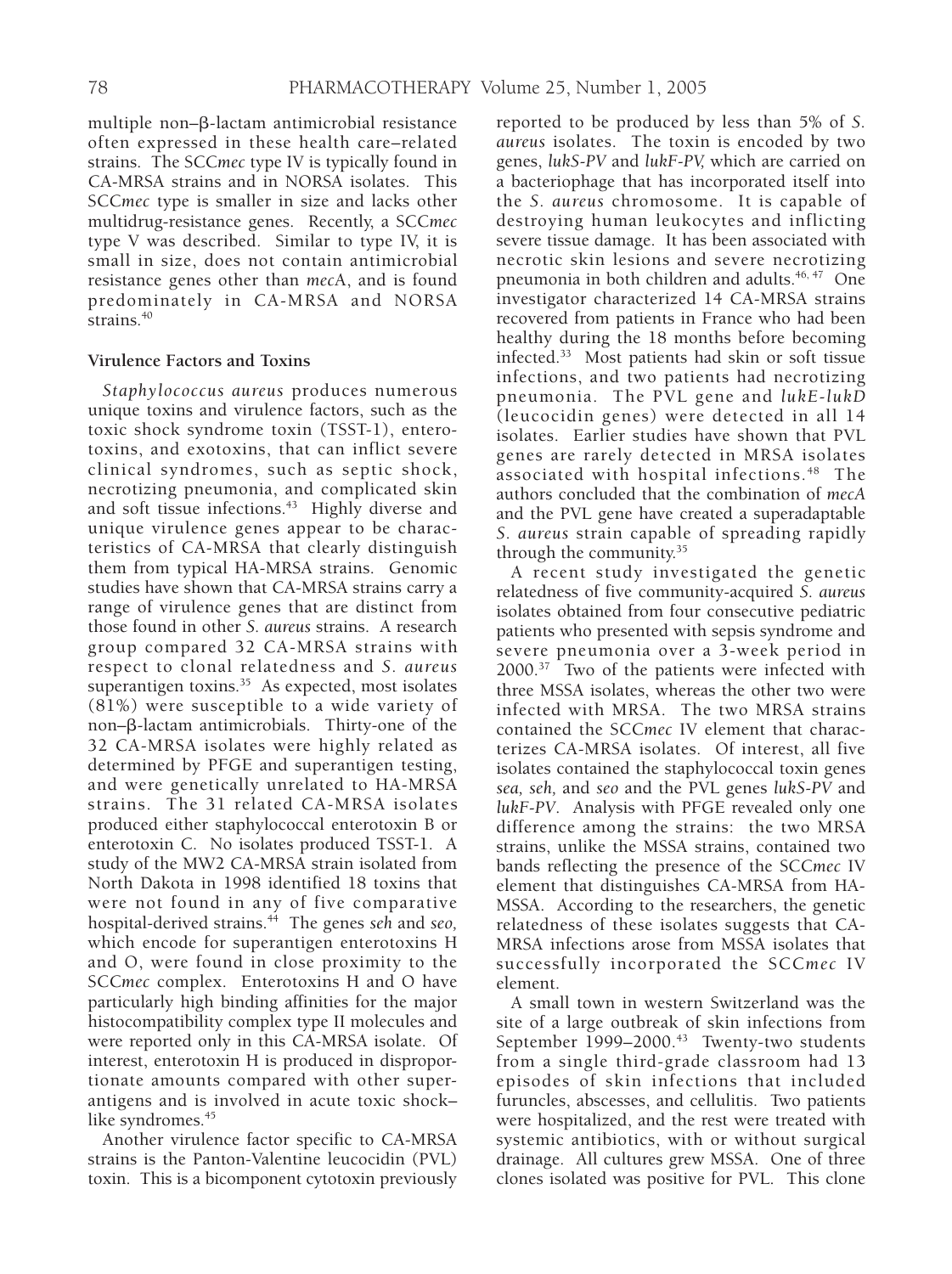multiple non–β-lactam antimicrobial resistance often expressed in these health care–related strains. The SCC*mec* type IV is typically found in CA-MRSA strains and in NORSA isolates. This SCC*mec* type is smaller in size and lacks other multidrug-resistance genes. Recently, a SCC*mec* type V was described. Similar to type IV, it is small in size, does not contain antimicrobial resistance genes other than *mec*A, and is found predominately in CA-MRSA and NORSA strains.[40]

### Virulence Factors and Toxins

*Staphylococcus aureus* produces numerous unique toxins and virulence factors, such as the toxic shock syndrome toxin (TSST-1), enterotoxins, and exotoxins, that can inflict severe clinical syndromes, such as septic shock, necrotizing pneumonia, and complicated skin and soft tissue infections.[43] Highly diverse and unique virulence genes appear to be characteristics of CA-MRSA that clearly distinguish them from typical HA-MRSA strains. Genomic studies have shown that CA-MRSA strains carry a range of virulence genes that are distinct from those found in other *S. aureus* strains. A research group compared 32 CA-MRSA strains with respect to clonal relatedness and *S. aureus* superantigen toxins.[35] As expected, most isolates (81%) were susceptible to a wide variety of non–β-lactam antimicrobials. Thirty-one of the 32 CA-MRSA isolates were highly related as determined by PFGE and superantigen testing, and were genetically unrelated to HA-MRSA strains. The 31 related CA-MRSA isolates produced either staphylococcal enterotoxin B or enterotoxin C. No isolates produced TSST-1. A study of the MW2 CA-MRSA strain isolated from North Dakota in 1998 identified 18 toxins that were not found in any of five comparative hospital-derived strains.[44] The genes *seh* and *seo,* which encode for superantigen enterotoxins H and O, were found in close proximity to the SCC*mec* complex. Enterotoxins H and O have particularly high binding affinities for the major histocompatibility complex type II molecules and were reported only in this CA-MRSA isolate. Of interest, enterotoxin H is produced in disproportionate amounts compared with other superantigens and is involved in acute toxic shock–like syndromes.[45]

Another virulence factor specific to CA-MRSA strains is the Panton-Valentine leucocidin (PVL) toxin. This is a bicomponent cytotoxin previously reported to be produced by less than 5% of *S. aureus* isolates. The toxin is encoded by two genes, *lukS-PV* and *lukF-PV,* which are carried on a bacteriophage that has incorporated itself into the *S. aureus* chromosome. It is capable of destroying human leukocytes and inflicting severe tissue damage. It has been associated with necrotic skin lesions and severe necrotizing pneumonia in both children and adults.[46, 47] One investigator characterized 14 CA-MRSA strains recovered from patients in France who had been healthy during the 18 months before becoming infected.[33] Most patients had skin or soft tissue infections, and two patients had necrotizing pneumonia. The PVL gene and *lukE-lukD* (leucocidin genes) were detected in all 14 isolates. Earlier studies have shown that PVL genes are rarely detected in MRSA isolates associated with hospital infections.[48] The authors concluded that the combination of *mecA* and the PVL gene have created a superadaptable *S. aureus* strain capable of spreading rapidly through the community.[35]

A recent study investigated the genetic relatedness of five community-acquired *S. aureus* isolates obtained from four consecutive pediatric patients who presented with sepsis syndrome and severe pneumonia over a 3-week period in 2000.[37] Two of the patients were infected with three MSSA isolates, whereas the other two were infected with MRSA. The two MRSA strains contained the SCC*mec* IV element that characterizes CA-MRSA isolates. Of interest, all five isolates contained the staphylococcal toxin genes *sea, seh,* and *seo* and the PVL genes *lukS-PV* and *lukF-PV*. Analysis with PFGE revealed only one difference among the strains: the two MRSA strains, unlike the MSSA strains, contained two bands reflecting the presence of the SCC*mec* IV element that distinguishes CA-MRSA from HA-MSSA. According to the researchers, the genetic relatedness of these isolates suggests that CA-MRSA infections arose from MSSA isolates that successfully incorporated the SCC*mec* IV element.

A small town in western Switzerland was the site of a large outbreak of skin infections from September 1999–2000.[43] Twenty-two students from a single third-grade classroom had 13 episodes of skin infections that included furuncles, abscesses, and cellulitis. Two patients were hospitalized, and the rest were treated with systemic antibiotics, with or without surgical drainage. All cultures grew MSSA. One of three clones isolated was positive for PVL. This clone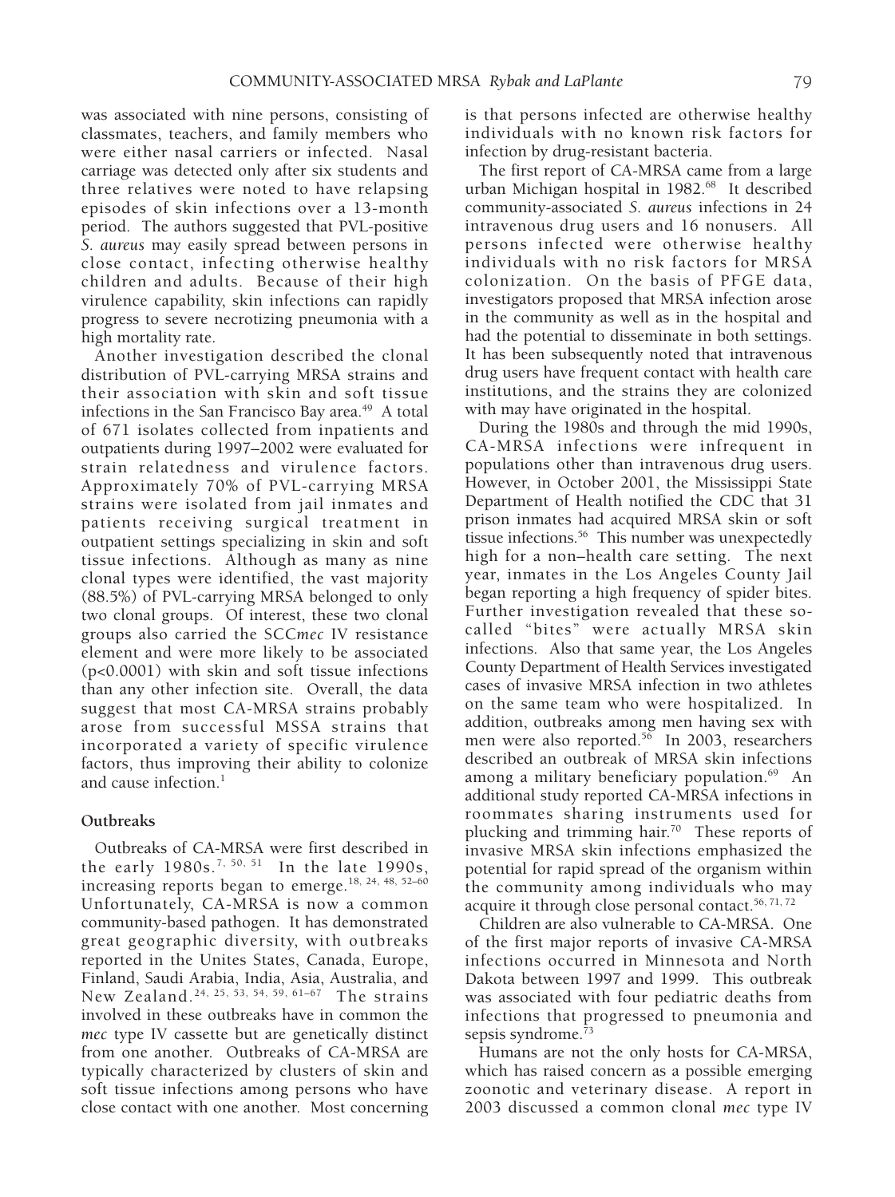was associated with nine persons, consisting of classmates, teachers, and family members who were either nasal carriers or infected. Nasal carriage was detected only after six students and three relatives were noted to have relapsing episodes of skin infections over a 13-month period. The authors suggested that PVL-positive *S. aureus* may easily spread between persons in close contact, infecting otherwise healthy children and adults. Because of their high virulence capability, skin infections can rapidly progress to severe necrotizing pneumonia with a high mortality rate.

Another investigation described the clonal distribution of PVL-carrying MRSA strains and their association with skin and soft tissue infections in the San Francisco Bay area.[49] A total of 671 isolates collected from inpatients and outpatients during 1997–2002 were evaluated for strain relatedness and virulence factors. Approximately 70% of PVL-carrying MRSA strains were isolated from jail inmates and patients receiving surgical treatment in outpatient settings specializing in skin and soft tissue infections. Although as many as nine clonal types were identified, the vast majority (88.5%) of PVL-carrying MRSA belonged to only two clonal groups. Of interest, these two clonal groups also carried the SCC*mec* IV resistance element and were more likely to be associated ($p<0.0001$) with skin and soft tissue infections than any other infection site. Overall, the data suggest that most CA-MRSA strains probably arose from successful MSSA strains that incorporated a variety of specific virulence factors, thus improving their ability to colonize and cause infection.[1]

**Outbreaks**

Outbreaks of CA-MRSA were first described in the early 1980s.[7, 50, 51] In the late 1990s, increasing reports began to emerge.[18, 24, 48, 52–60] Unfortunately, CA-MRSA is now a common community-based pathogen. It has demonstrated great geographic diversity, with outbreaks reported in the Unites States, Canada, Europe, Finland, Saudi Arabia, India, Asia, Australia, and New Zealand.[24, 25, 53, 54, 59, 61–67] The strains involved in these outbreaks have in common the *mec* type IV cassette but are genetically distinct from one another. Outbreaks of CA-MRSA are typically characterized by clusters of skin and soft tissue infections among persons who have close contact with one another. Most concerning is that persons infected are otherwise healthy individuals with no known risk factors for infection by drug-resistant bacteria.

The first report of CA-MRSA came from a large urban Michigan hospital in 1982.[68] It described community-associated *S. aureus* infections in 24 intravenous drug users and 16 nonusers. All persons infected were otherwise healthy individuals with no risk factors for MRSA colonization. On the basis of PFGE data, investigators proposed that MRSA infection arose in the community as well as in the hospital and had the potential to disseminate in both settings. It has been subsequently noted that intravenous drug users have frequent contact with health care institutions, and the strains they are colonized with may have originated in the hospital.

During the 1980s and through the mid 1990s, CA-MRSA infections were infrequent in populations other than intravenous drug users. However, in October 2001, the Mississippi State Department of Health notified the CDC that 31 prison inmates had acquired MRSA skin or soft tissue infections.[56] This number was unexpectedly high for a non–health care setting. The next year, inmates in the Los Angeles County Jail began reporting a high frequency of spider bites. Further investigation revealed that these so-called "bites" were actually MRSA skin infections. Also that same year, the Los Angeles County Department of Health Services investigated cases of invasive MRSA infection in two athletes on the same team who were hospitalized. In addition, outbreaks among men having sex with men were also reported.[56] In 2003, researchers described an outbreak of MRSA skin infections among a military beneficiary population.[69] An additional study reported CA-MRSA infections in roommates sharing instruments used for plucking and trimming hair.[70] These reports of invasive MRSA skin infections emphasized the potential for rapid spread of the organism within the community among individuals who may acquire it through close personal contact.[56, 71, 72]

Children are also vulnerable to CA-MRSA. One of the first major reports of invasive CA-MRSA infections occurred in Minnesota and North Dakota between 1997 and 1999. This outbreak was associated with four pediatric deaths from infections that progressed to pneumonia and sepsis syndrome.[73]

Humans are not the only hosts for CA-MRSA, which has raised concern as a possible emerging zoonotic and veterinary disease. A report in 2003 discussed a common clonal *mec* type IV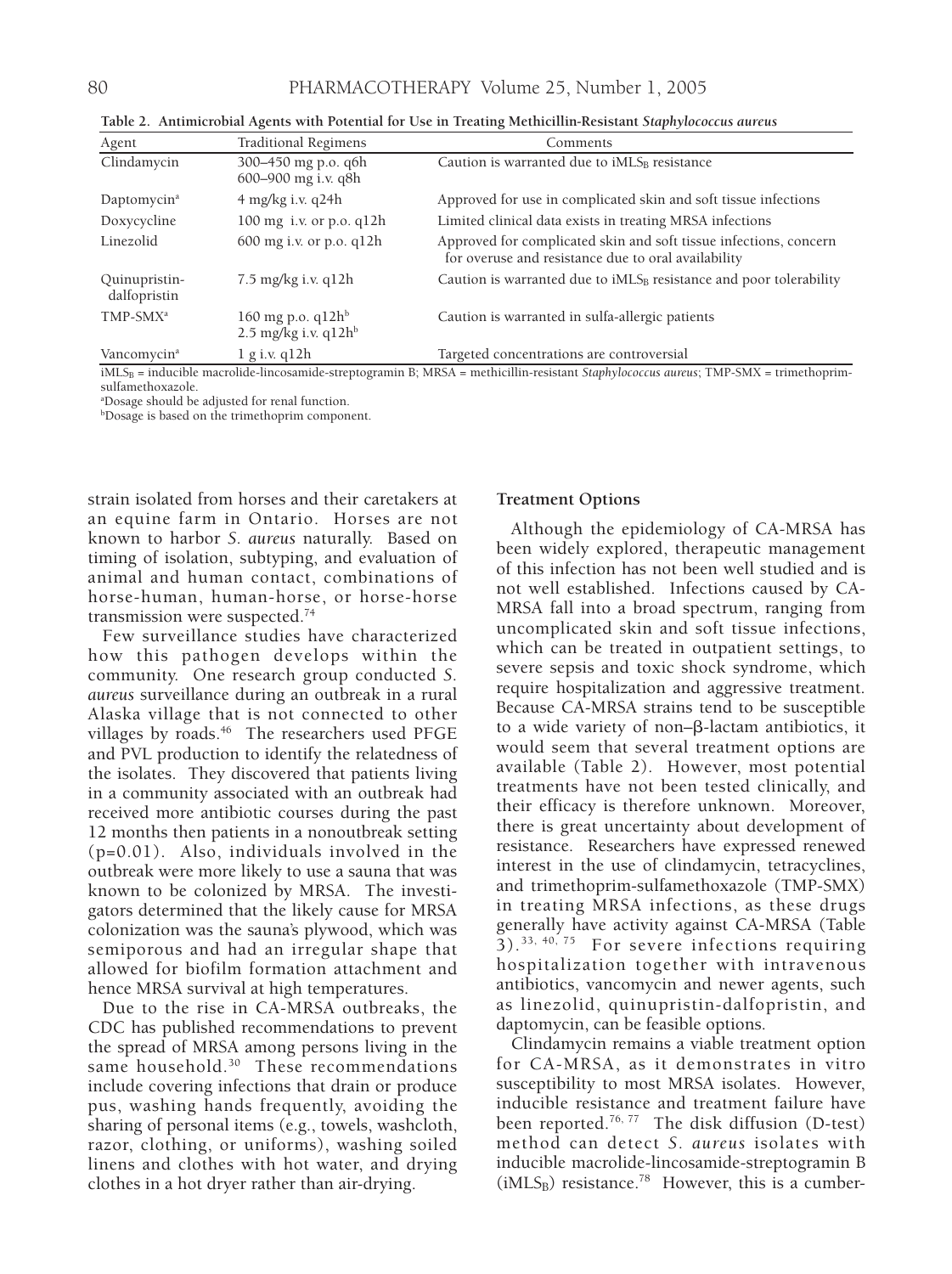**Table 2. Antimicrobial Agents with Potential for Use in Treating Methicillin-Resistant *Staphylococcus aureus***

| Agent | Traditional Regimens | Comments |
|---|---|---|
| Clindamycin | 300–450 mg p.o. q6h<br>600–900 mg i.v. q8h | Caution is warranted due to $iMLS_B$ resistance |
| Daptomycin[a] | 4 mg/kg i.v. q24h | Approved for use in complicated skin and soft tissue infections |
| Doxycycline | 100 mg i.v. or p.o. q12h | Limited clinical data exists in treating MRSA infections |
| Linezolid | 600 mg i.v. or p.o. q12h | Approved for complicated skin and soft tissue infections, concern for overuse and resistance due to oral availability |
| Quinupristin-dalfopristin | 7.5 mg/kg i.v. q12h | Caution is warranted due to $iMLS_B$ resistance and poor tolerability |
| TMP-SMX[a] | 160 mg p.o. q12h[b]<br>2.5 mg/kg i.v. q12h[b] | Caution is warranted in sulfa-allergic patients |
| Vancomycin[a] | 1 g i.v. q12h | Targeted concentrations are controversial |

$iMLS_B$ = inducible macrolide-lincosamide-streptogramin B; MRSA = methicillin-resistant *Staphylococcus aureus*; TMP-SMX = trimethoprim-sulfamethoxazole.
[a]Dosage should be adjusted for renal function.
[b]Dosage is based on the trimethoprim component.

strain isolated from horses and their caretakers at an equine farm in Ontario. Horses are not known to harbor *S. aureus* naturally. Based on timing of isolation, subtyping, and evaluation of animal and human contact, combinations of horse-human, human-horse, or horse-horse transmission were suspected.[74]

Few surveillance studies have characterized how this pathogen develops within the community. One research group conducted *S. aureus* surveillance during an outbreak in a rural Alaska village that is not connected to other villages by roads.[46] The researchers used PFGE and PVL production to identify the relatedness of the isolates. They discovered that patients living in a community associated with an outbreak had received more antibiotic courses during the past 12 months then patients in a nonoutbreak setting ($p=0.01$). Also, individuals involved in the outbreak were more likely to use a sauna that was known to be colonized by MRSA. The investigators determined that the likely cause for MRSA colonization was the sauna's plywood, which was semiporous and had an irregular shape that allowed for biofilm formation attachment and hence MRSA survival at high temperatures.

Due to the rise in CA-MRSA outbreaks, the CDC has published recommendations to prevent the spread of MRSA among persons living in the same household.[30] These recommendations include covering infections that drain or produce pus, washing hands frequently, avoiding the sharing of personal items (e.g., towels, washcloth, razor, clothing, or uniforms), washing soiled linens and clothes with hot water, and drying clothes in a hot dryer rather than air-drying.

## Treatment Options

Although the epidemiology of CA-MRSA has been widely explored, therapeutic management of this infection has not been well studied and is not well established. Infections caused by CA-MRSA fall into a broad spectrum, ranging from uncomplicated skin and soft tissue infections, which can be treated in outpatient settings, to severe sepsis and toxic shock syndrome, which require hospitalization and aggressive treatment. Because CA-MRSA strains tend to be susceptible to a wide variety of non–β-lactam antibiotics, it would seem that several treatment options are available (Table 2). However, most potential treatments have not been tested clinically, and their efficacy is therefore unknown. Moreover, there is great uncertainty about development of resistance. Researchers have expressed renewed interest in the use of clindamycin, tetracyclines, and trimethoprim-sulfamethoxazole (TMP-SMX) in treating MRSA infections, as these drugs generally have activity against CA-MRSA (Table 3).[33, 40, 75] For severe infections requiring hospitalization together with intravenous antibiotics, vancomycin and newer agents, such as linezolid, quinupristin-dalfopristin, and daptomycin, can be feasible options.

Clindamycin remains a viable treatment option for CA-MRSA, as it demonstrates in vitro susceptibility to most MRSA isolates. However, inducible resistance and treatment failure have been reported.[76, 77] The disk diffusion (D-test) method can detect *S. aureus* isolates with inducible macrolide-lincosamide-streptogramin B ($iMLS_B$) resistance.[78] However, this is a cumber-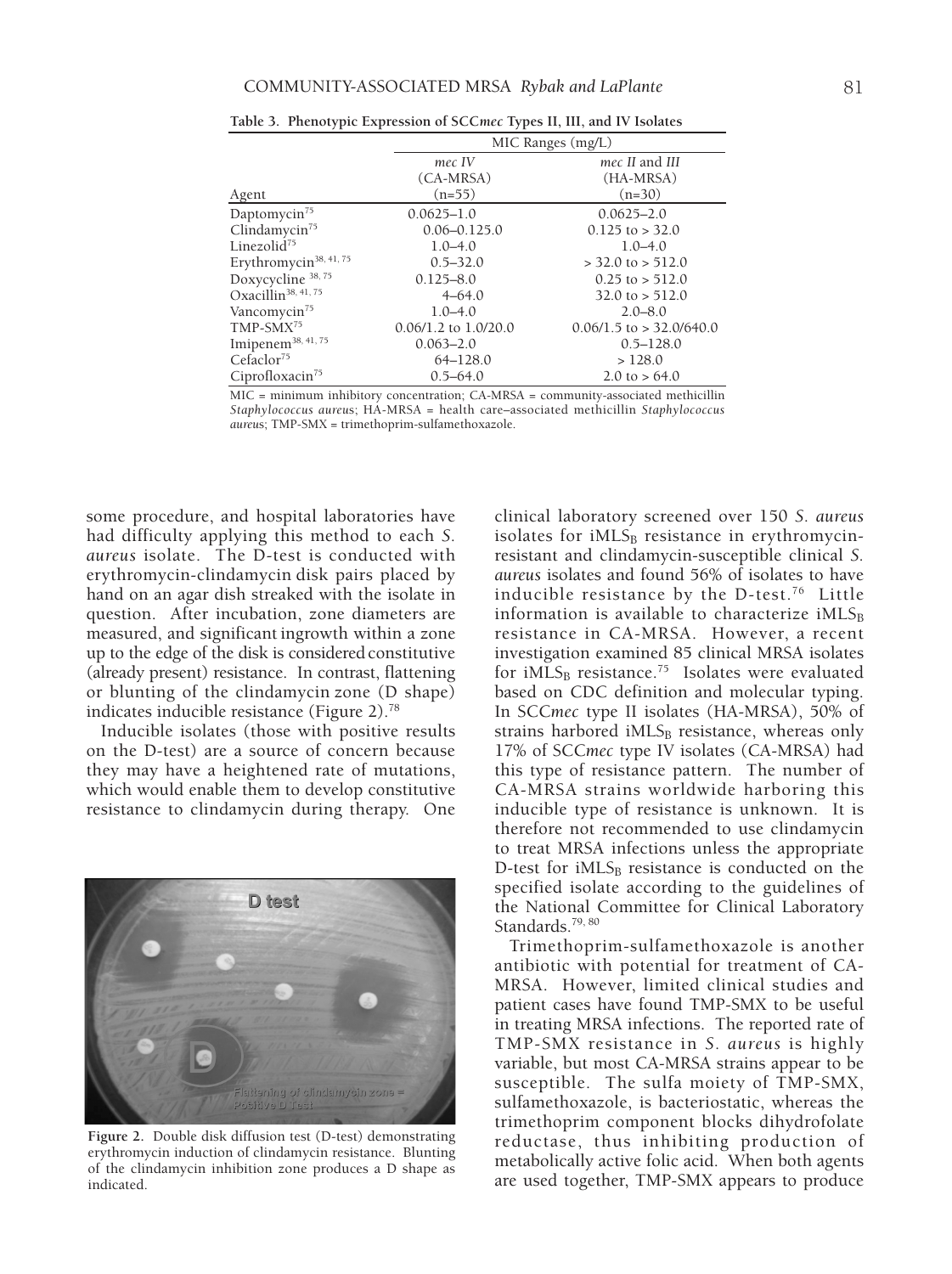**Table 3. Phenotypic Expression of SCC*mec* Types II, III, and IV Isolates**

| | MIC Ranges (mg/L) | |
|---|---|---|
| Agent | *mec IV* (CA-MRSA) (n=55) | *mec II* and *III* (HA-MRSA) (n=30) |
| Daptomycin[75] | 0.0625–1.0 | 0.0625–2.0 |
| Clindamycin[75] | 0.06–0.125.0 | 0.125 to > 32.0 |
| Linezolid[75] | 1.0–4.0 | 1.0–4.0 |
| Erythromycin[38, 41, 75] | 0.5–32.0 | > 32.0 to > 512.0 |
| Doxycycline [38, 75] | 0.125–8.0 | 0.25 to > 512.0 |
| Oxacillin[38, 41, 75] | 4–64.0 | 32.0 to > 512.0 |
| Vancomycin[75] | 1.0–4.0 | 2.0–8.0 |
| TMP-SMX[75] | 0.06/1.2 to 1.0/20.0 | 0.06/1.5 to > 32.0/640.0 |
| Imipenem[38, 41, 75] | 0.063–2.0 | 0.5–128.0 |
| Cefaclor[75] | 64–128.0 | > 128.0 |
| Ciprofloxacin[75] | 0.5–64.0 | 2.0 to > 64.0 |

MIC = minimum inhibitory concentration; CA-MRSA = community-associated methicillin *Staphylococcus aureus*; HA-MRSA = health care–associated methicillin *Staphylococcus aureus*; TMP-SMX = trimethoprim-sulfamethoxazole.

some procedure, and hospital laboratories have had difficulty applying this method to each *S. aureus* isolate. The D-test is conducted with erythromycin-clindamycin disk pairs placed by hand on an agar dish streaked with the isolate in question. After incubation, zone diameters are measured, and significant ingrowth within a zone up to the edge of the disk is considered constitutive (already present) resistance. In contrast, flattening or blunting of the clindamycin zone (D shape) indicates inducible resistance (Figure 2).[78]

Inducible isolates (those with positive results on the D-test) are a source of concern because they may have a heightened rate of mutations, which would enable them to develop constitutive resistance to clindamycin during therapy. One

**Figure 2.** Double disk diffusion test (D-test) demonstrating erythromycin induction of clindamycin resistance. Blunting of the clindamycin inhibition zone produces a D shape as indicated.

clinical laboratory screened over 150 *S. aureus* isolates for $iMLS_B$ resistance in erythromycin-resistant and clindamycin-susceptible clinical *S. aureus* isolates and found 56% of isolates to have inducible resistance by the D-test.[76] Little information is available to characterize $iMLS_B$ resistance in CA-MRSA. However, a recent investigation examined 85 clinical MRSA isolates for $iMLS_B$ resistance.[75] Isolates were evaluated based on CDC definition and molecular typing. In SCC*mec* type II isolates (HA-MRSA), 50% of strains harbored $iMLS_B$ resistance, whereas only 17% of SCC*mec* type IV isolates (CA-MRSA) had this type of resistance pattern. The number of CA-MRSA strains worldwide harboring this inducible type of resistance is unknown. It is therefore not recommended to use clindamycin to treat MRSA infections unless the appropriate D-test for $iMLS_B$ resistance is conducted on the specified isolate according to the guidelines of the National Committee for Clinical Laboratory Standards.[79, 80]

Trimethoprim-sulfamethoxazole is another antibiotic with potential for treatment of CA-MRSA. However, limited clinical studies and patient cases have found TMP-SMX to be useful in treating MRSA infections. The reported rate of TMP-SMX resistance in *S. aureus* is highly variable, but most CA-MRSA strains appear to be susceptible. The sulfa moiety of TMP-SMX, sulfamethoxazole, is bacteriostatic, whereas the trimethoprim component blocks dihydrofolate reductase, thus inhibiting production of metabolically active folic acid. When both agents are used together, TMP-SMX appears to produce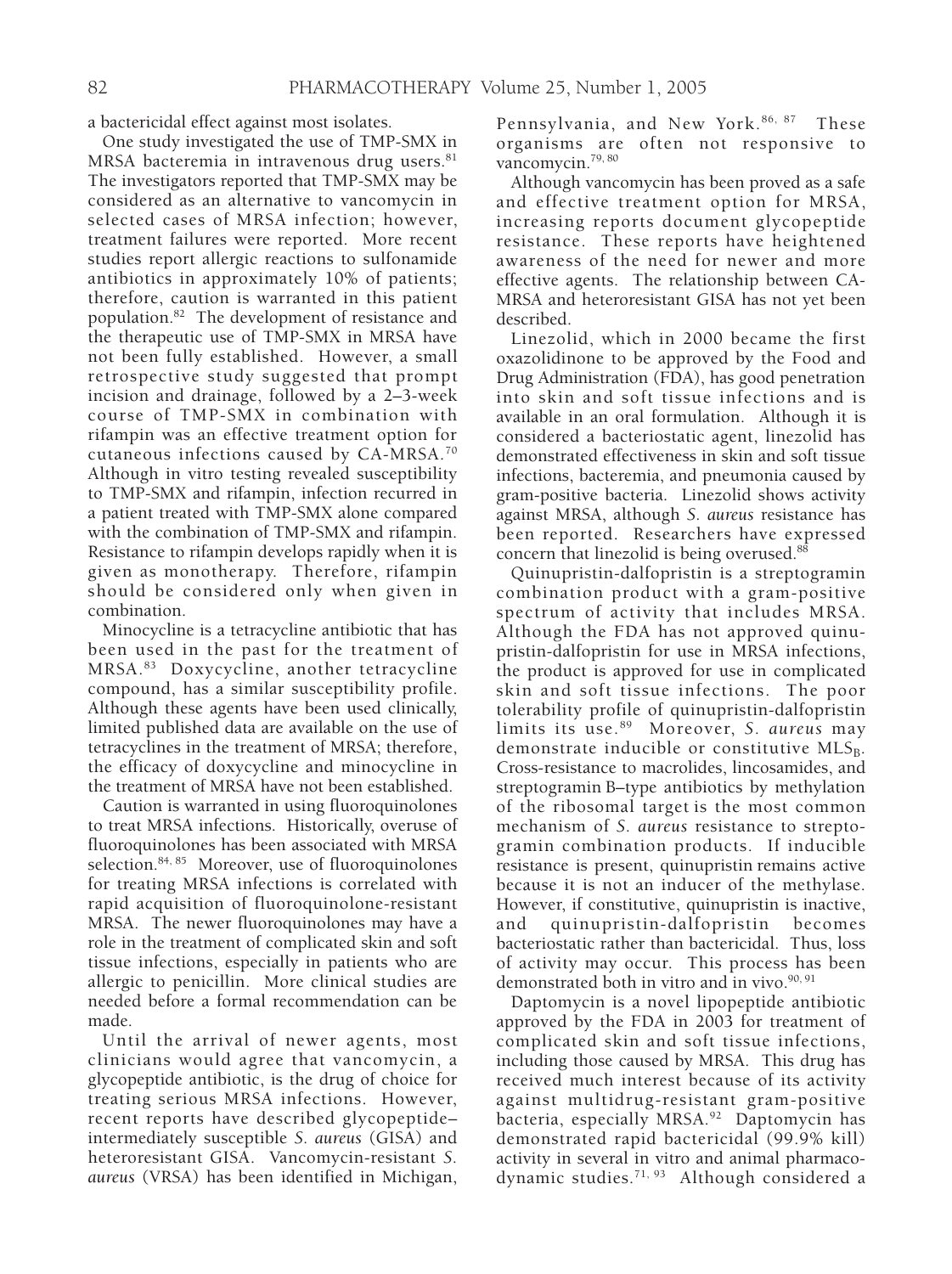a bactericidal effect against most isolates.

One study investigated the use of TMP-SMX in MRSA bacteremia in intravenous drug users.[81] The investigators reported that TMP-SMX may be considered as an alternative to vancomycin in selected cases of MRSA infection; however, treatment failures were reported. More recent studies report allergic reactions to sulfonamide antibiotics in approximately 10% of patients; therefore, caution is warranted in this patient population.[82] The development of resistance and the therapeutic use of TMP-SMX in MRSA have not been fully established. However, a small retrospective study suggested that prompt incision and drainage, followed by a 2–3-week course of TMP-SMX in combination with rifampin was an effective treatment option for cutaneous infections caused by CA-MRSA.[70] Although in vitro testing revealed susceptibility to TMP-SMX and rifampin, infection recurred in a patient treated with TMP-SMX alone compared with the combination of TMP-SMX and rifampin. Resistance to rifampin develops rapidly when it is given as monotherapy. Therefore, rifampin should be considered only when given in combination.

Minocycline is a tetracycline antibiotic that has been used in the past for the treatment of MRSA.[83] Doxycycline, another tetracycline compound, has a similar susceptibility profile. Although these agents have been used clinically, limited published data are available on the use of tetracyclines in the treatment of MRSA; therefore, the efficacy of doxycycline and minocycline in the treatment of MRSA have not been established.

Caution is warranted in using fluoroquinolones to treat MRSA infections. Historically, overuse of fluoroquinolones has been associated with MRSA selection.[84, 85] Moreover, use of fluoroquinolones for treating MRSA infections is correlated with rapid acquisition of fluoroquinolone-resistant MRSA. The newer fluoroquinolones may have a role in the treatment of complicated skin and soft tissue infections, especially in patients who are allergic to penicillin. More clinical studies are needed before a formal recommendation can be made.

Until the arrival of newer agents, most clinicians would agree that vancomycin, a glycopeptide antibiotic, is the drug of choice for treating serious MRSA infections. However, recent reports have described glycopeptide–intermediately susceptible *S. aureus* (GISA) and heteroresistant GISA. Vancomycin-resistant *S. aureus* (VRSA) has been identified in Michigan, Pennsylvania, and New York.[86, 87] These organisms are often not responsive to vancomycin.[79, 80]

Although vancomycin has been proved as a safe and effective treatment option for MRSA, increasing reports document glycopeptide resistance. These reports have heightened awareness of the need for newer and more effective agents. The relationship between CA-MRSA and heteroresistant GISA has not yet been described.

Linezolid, which in 2000 became the first oxazolidinone to be approved by the Food and Drug Administration (FDA), has good penetration into skin and soft tissue infections and is available in an oral formulation. Although it is considered a bacteriostatic agent, linezolid has demonstrated effectiveness in skin and soft tissue infections, bacteremia, and pneumonia caused by gram-positive bacteria. Linezolid shows activity against MRSA, although *S. aureus* resistance has been reported. Researchers have expressed concern that linezolid is being overused.[88]

Quinupristin-dalfopristin is a streptogramin combination product with a gram-positive spectrum of activity that includes MRSA. Although the FDA has not approved quinupristin-dalfopristin for use in MRSA infections, the product is approved for use in complicated skin and soft tissue infections. The poor tolerability profile of quinupristin-dalfopristin limits its use.[89] Moreover, *S. aureus* may demonstrate inducible or constitutive $MLS_B$. Cross-resistance to macrolides, lincosamides, and streptogramin B–type antibiotics by methylation of the ribosomal target is the most common mechanism of *S. aureus* resistance to streptogramin combination products. If inducible resistance is present, quinupristin remains active because it is not an inducer of the methylase. However, if constitutive, quinupristin is inactive, and quinupristin-dalfopristin becomes bacteriostatic rather than bactericidal. Thus, loss of activity may occur. This process has been demonstrated both in vitro and in vivo.[90, 91]

Daptomycin is a novel lipopeptide antibiotic approved by the FDA in 2003 for treatment of complicated skin and soft tissue infections, including those caused by MRSA. This drug has received much interest because of its activity against multidrug-resistant gram-positive bacteria, especially MRSA.[92] Daptomycin has demonstrated rapid bactericidal (99.9% kill) activity in several in vitro and animal pharmacodynamic studies.[71, 93] Although considered a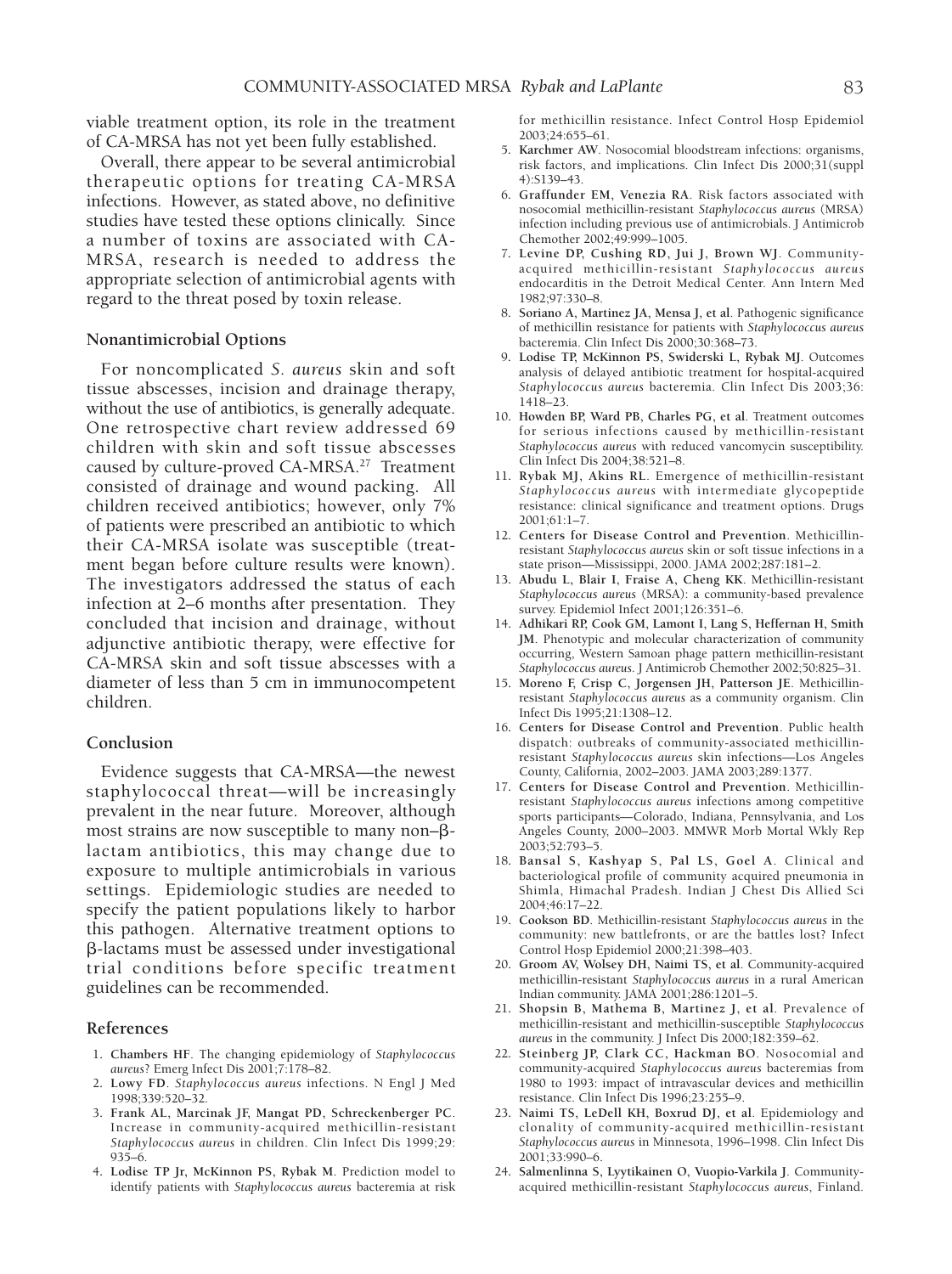viable treatment option, its role in the treatment of CA-MRSA has not yet been fully established.

Overall, there appear to be several antimicrobial therapeutic options for treating CA-MRSA infections. However, as stated above, no definitive studies have tested these options clinically. Since a number of toxins are associated with CA-MRSA, research is needed to address the appropriate selection of antimicrobial agents with regard to the threat posed by toxin release.

### Nonantimicrobial Options

For noncomplicated *S. aureus* skin and soft tissue abscesses, incision and drainage therapy, without the use of antibiotics, is generally adequate. One retrospective chart review addressed 69 children with skin and soft tissue abscesses caused by culture-proved CA-MRSA.[27] Treatment consisted of drainage and wound packing. All children received antibiotics; however, only 7% of patients were prescribed an antibiotic to which their CA-MRSA isolate was susceptible (treatment began before culture results were known). The investigators addressed the status of each infection at 2–6 months after presentation. They concluded that incision and drainage, without adjunctive antibiotic therapy, were effective for CA-MRSA skin and soft tissue abscesses with a diameter of less than 5 cm in immunocompetent children.

### Conclusion

Evidence suggests that CA-MRSA—the newest staphylococcal threat—will be increasingly prevalent in the near future. Moreover, although most strains are now susceptible to many non–β-lactam antibiotics, this may change due to exposure to multiple antimicrobials in various settings. Epidemiologic studies are needed to specify the patient populations likely to harbor this pathogen. Alternative treatment options to β-lactams must be assessed under investigational trial conditions before specific treatment guidelines can be recommended.

### References

1. **Chambers HF**. The changing epidemiology of *Staphylococcus aureus*? Emerg Infect Dis 2001;7:178–82.
2. **Lowy FD**. *Staphylococcus aureus* infections. N Engl J Med 1998;339:520–32.
3. **Frank AL, Marcinak JF, Mangat PD, Schreckenberger PC**. Increase in community-acquired methicillin-resistant *Staphylococcus aureus* in children. Clin Infect Dis 1999;29:935–6.
4. **Lodise TP Jr, McKinnon PS, Rybak M**. Prediction model to identify patients with *Staphylococcus aureus* bacteremia at risk for methicillin resistance. Infect Control Hosp Epidemiol 2003;24:655–61.
5. **Karchmer AW**. Nosocomial bloodstream infections: organisms, risk factors, and implications. Clin Infect Dis 2000;31(suppl 4):S139–43.
6. **Graffunder EM, Venezia RA**. Risk factors associated with nosocomial methicillin-resistant *Staphylococcus aureus* (MRSA) infection including previous use of antimicrobials. J Antimicrob Chemother 2002;49:999–1005.
7. **Levine DP, Cushing RD, Jui J, Brown WJ**. Community-acquired methicillin-resistant *Staphylococcus aureus* endocarditis in the Detroit Medical Center. Ann Intern Med 1982;97:330–8.
8. **Soriano A, Martinez JA, Mensa J, et al**. Pathogenic significance of methicillin resistance for patients with *Staphylococcus aureus* bacteremia. Clin Infect Dis 2000;30:368–73.
9. **Lodise TP, McKinnon PS, Swiderski L, Rybak MJ**. Outcomes analysis of delayed antibiotic treatment for hospital-acquired *Staphylococcus aureus* bacteremia. Clin Infect Dis 2003;36:1418–23.
10. **Howden BP, Ward PB, Charles PG, et al**. Treatment outcomes for serious infections caused by methicillin-resistant *Staphylococcus aureus* with reduced vancomycin susceptibility. Clin Infect Dis 2004;38:521–8.
11. **Rybak MJ, Akins RL**. Emergence of methicillin-resistant *Staphylococcus aureus* with intermediate glycopeptide resistance: clinical significance and treatment options. Drugs 2001;61:1–7.
12. **Centers for Disease Control and Prevention**. Methicillin-resistant *Staphylococcus aureus* skin or soft tissue infections in a state prison—Mississippi, 2000. JAMA 2002;287:181–2.
13. **Abudu L, Blair I, Fraise A, Cheng KK**. Methicillin-resistant *Staphylococcus aureus* (MRSA): a community-based prevalence survey. Epidemiol Infect 2001;126:351–6.
14. **Adhikari RP, Cook GM, Lamont I, Lang S, Heffernan H, Smith JM**. Phenotypic and molecular characterization of community occurring, Western Samoan phage pattern methicillin-resistant *Staphylococcus aureus*. J Antimicrob Chemother 2002;50:825–31.
15. **Moreno F, Crisp C, Jorgensen JH, Patterson JE**. Methicillin-resistant *Staphylococcus aureus* as a community organism. Clin Infect Dis 1995;21:1308–12.
16. **Centers for Disease Control and Prevention**. Public health dispatch: outbreaks of community-associated methicillin-resistant *Staphylococcus aureus* skin infections—Los Angeles County, California, 2002–2003. JAMA 2003;289:1377.
17. **Centers for Disease Control and Prevention**. Methicillin-resistant *Staphylococcus aureus* infections among competitive sports participants—Colorado, Indiana, Pennsylvania, and Los Angeles County, 2000–2003. MMWR Morb Mortal Wkly Rep 2003;52:793–5.
18. **Bansal S, Kashyap S, Pal LS, Goel A**. Clinical and bacteriological profile of community acquired pneumonia in Shimla, Himachal Pradesh. Indian J Chest Dis Allied Sci 2004;46:17–22.
19. **Cookson BD**. Methicillin-resistant *Staphylococcus aureus* in the community: new battlefronts, or are the battles lost? Infect Control Hosp Epidemiol 2000;21:398–403.
20. **Groom AV, Wolsey DH, Naimi TS, et al**. Community-acquired methicillin-resistant *Staphylococcus aureus* in a rural American Indian community. JAMA 2001;286:1201–5.
21. **Shopsin B, Mathema B, Martinez J, et al**. Prevalence of methicillin-resistant and methicillin-susceptible *Staphylococcus aureus* in the community. J Infect Dis 2000;182:359–62.
22. **Steinberg JP, Clark CC, Hackman BO**. Nosocomial and community-acquired *Staphylococcus aureus* bacteremias from 1980 to 1993: impact of intravascular devices and methicillin resistance. Clin Infect Dis 1996;23:255–9.
23. **Naimi TS, LeDell KH, Boxrud DJ, et al**. Epidemiology and clonality of community-acquired methicillin-resistant *Staphylococcus aureus* in Minnesota, 1996–1998. Clin Infect Dis 2001;33:990–6.
24. **Salmenlinna S, Lyytikainen O, Vuopio-Varkila J**. Community-acquired methicillin-resistant *Staphylococcus aureus*, Finland.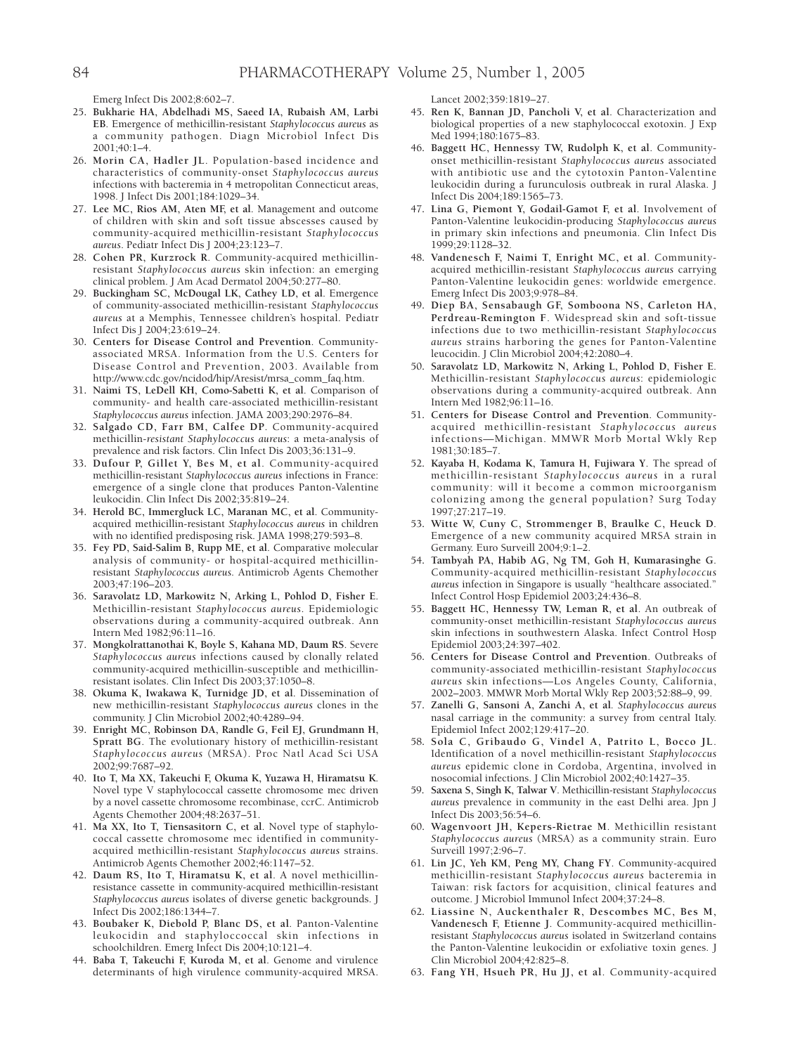Emerg Infect Dis 2002;8:602–7.

25. **Bukharie HA, Abdelhadi MS, Saeed IA, Rubaish AM, Larbi EB**. Emergence of methicillin-resistant *Staphylococcus aureus* as a community pathogen. Diagn Microbiol Infect Dis 2001;40:1–4.
26. **Morin CA, Hadler JL**. Population-based incidence and characteristics of community-onset *Staphylococcus aureus* infections with bacteremia in 4 metropolitan Connecticut areas, 1998. J Infect Dis 2001;184:1029–34.
27. **Lee MC, Rios AM, Aten MF, et al**. Management and outcome of children with skin and soft tissue abscesses caused by community-acquired methicillin-resistant *Staphylococcus aureus*. Pediatr Infect Dis J 2004;23:123–7.
28. **Cohen PR, Kurzrock R**. Community-acquired methicillin-resistant *Staphylococcus aureus* skin infection: an emerging clinical problem. J Am Acad Dermatol 2004;50:277–80.
29. **Buckingham SC, McDougal LK, Cathey LD, et al**. Emergence of community-associated methicillin-resistant *Staphylococcus aureus* at a Memphis, Tennessee children's hospital. Pediatr Infect Dis J 2004;23:619–24.
30. **Centers for Disease Control and Prevention**. Community-associated MRSA. Information from the U.S. Centers for Disease Control and Prevention, 2003. Available from http://www.cdc.gov/ncidod/hip/Aresist/mrsa_comm_faq.htm.
31. **Naimi TS, LeDell KH, Como-Sabetti K, et al**. Comparison of community- and health care-associated methicillin-resistant *Staphylococcus aureus* infection. JAMA 2003;290:2976–84.
32. **Salgado CD, Farr BM, Calfee DP**. Community-acquired methicillin-resistant *Staphylococcus aureus*: a meta-analysis of prevalence and risk factors. Clin Infect Dis 2003;36:131–9.
33. **Dufour P, Gillet Y, Bes M, et al**. Community-acquired methicillin-resistant *Staphylococcus aureus* infections in France: emergence of a single clone that produces Panton-Valentine leukocidin. Clin Infect Dis 2002;35:819–24.
34. **Herold BC, Immergluck LC, Maranan MC, et al**. Community-acquired methicillin-resistant *Staphylococcus aureus* in children with no identified predisposing risk. JAMA 1998;279:593–8.
35. **Fey PD, Said-Salim B, Rupp ME, et al**. Comparative molecular analysis of community- or hospital-acquired methicillin-resistant *Staphylococcus aureus*. Antimicrob Agents Chemother 2003;47:196–203.
36. **Saravolatz LD, Markowitz N, Arking L, Pohlod D, Fisher E**. Methicillin-resistant *Staphylococcus aureus*. Epidemiologic observations during a community-acquired outbreak. Ann Intern Med 1982;96:11–16.
37. **Mongkolrattanothai K, Boyle S, Kahana MD, Daum RS**. Severe *Staphylococcus aureus* infections caused by clonally related community-acquired methicillin-susceptible and methicillin-resistant isolates. Clin Infect Dis 2003;37:1050–8.
38. **Okuma K, Iwakawa K, Turnidge JD, et al**. Dissemination of new methicillin-resistant *Staphylococcus aureus* clones in the community. J Clin Microbiol 2002;40:4289–94.
39. **Enright MC, Robinson DA, Randle G, Feil EJ, Grundmann H, Spratt BG**. The evolutionary history of methicillin-resistant *Staphylococcus aureus* (MRSA). Proc Natl Acad Sci USA 2002;99:7687–92.
40. **Ito T, Ma XX, Takeuchi F, Okuma K, Yuzawa H, Hiramatsu K**. Novel type V staphylococcal cassette chromosome mec driven by a novel cassette chromosome recombinase, ccrC. Antimicrob Agents Chemother 2004;48:2637–51.
41. **Ma XX, Ito T, Tiensasitorn C, et al**. Novel type of staphylococcal cassette chromosome mec identified in community-acquired methicillin-resistant *Staphylococcus aureus* strains. Antimicrob Agents Chemother 2002;46:1147–52.
42. **Daum RS, Ito T, Hiramatsu K, et al**. A novel methicillin-resistance cassette in community-acquired methicillin-resistant *Staphylococcus aureus* isolates of diverse genetic backgrounds. J Infect Dis 2002;186:1344–7.
43. **Boubaker K, Diebold P, Blanc DS, et al**. Panton-Valentine leukocidin and staphyloccoccal skin infections in schoolchildren. Emerg Infect Dis 2004;10:121–4.
44. **Baba T, Takeuchi F, Kuroda M, et al**. Genome and virulence determinants of high virulence community-acquired MRSA. Lancet 2002;359:1819–27.
45. **Ren K, Bannan JD, Pancholi V, et al**. Characterization and biological properties of a new staphylococcal exotoxin. J Exp Med 1994;180:1675–83.
46. **Baggett HC, Hennessy TW, Rudolph K, et al**. Community-onset methicillin-resistant *Staphylococcus aureus* associated with antibiotic use and the cytotoxin Panton-Valentine leukocidin during a furunculosis outbreak in rural Alaska. J Infect Dis 2004;189:1565–73.
47. **Lina G, Piemont Y, Godail-Gamot F, et al**. Involvement of Panton-Valentine leukocidin-producing *Staphylococcus aureus* in primary skin infections and pneumonia. Clin Infect Dis 1999;29:1128–32.
48. **Vandenesch F, Naimi T, Enright MC, et al**. Community-acquired methicillin-resistant *Staphylococcus aureus* carrying Panton-Valentine leukocidin genes: worldwide emergence. Emerg Infect Dis 2003;9:978–84.
49. **Diep BA, Sensabaugh GF, Somboona NS, Carleton HA, Perdreau-Remington F**. Widespread skin and soft-tissue infections due to two methicillin-resistant *Staphylococcus aureus* strains harboring the genes for Panton-Valentine leucocidin. J Clin Microbiol 2004;42:2080–4.
50. **Saravolatz LD, Markowitz N, Arking L, Pohlod D, Fisher E**. Methicillin-resistant *Staphylococcus aureus*: epidemiologic observations during a community-acquired outbreak. Ann Intern Med 1982;96:11–16.
51. **Centers for Disease Control and Prevention**. Community-acquired methicillin-resistant *Staphylococcus aureus* infections—Michigan. MMWR Morb Mortal Wkly Rep 1981;30:185–7.
52. **Kayaba H, Kodama K, Tamura H, Fujiwara Y**. The spread of methicillin-resistant *Staphylococcus aureus* in a rural community: will it become a common microorganism colonizing among the general population? Surg Today 1997;27:217–19.
53. **Witte W, Cuny C, Strommenger B, Braulke C, Heuck D**. Emergence of a new community acquired MRSA strain in Germany. Euro Surveill 2004;9:1–2.
54. **Tambyah PA, Habib AG, Ng TM, Goh H, Kumarasinghe G**. Community-acquired methicillin-resistant *Staphylococcus aureus* infection in Singapore is usually "healthcare associated." Infect Control Hosp Epidemiol 2003;24:436–8.
55. **Baggett HC, Hennessy TW, Leman R, et al**. An outbreak of community-onset methicillin-resistant *Staphylococcus aureus* skin infections in southwestern Alaska. Infect Control Hosp Epidemiol 2003;24:397–402.
56. **Centers for Disease Control and Prevention**. Outbreaks of community-associated methicillin-resistant *Staphylococcus aureus* skin infections—Los Angeles County, California, 2002–2003. MMWR Morb Mortal Wkly Rep 2003;52:88–9, 99.
57. **Zanelli G, Sansoni A, Zanchi A, et al**. *Staphylococcus aureus* nasal carriage in the community: a survey from central Italy. Epidemiol Infect 2002;129:417–20.
58. **Sola C, Gribaudo G, Vindel A, Patrito L, Bocco JL**. Identification of a novel methicillin-resistant *Staphylococcus aureus* epidemic clone in Cordoba, Argentina, involved in nosocomial infections. J Clin Microbiol 2002;40:1427–35.
59. **Saxena S, Singh K, Talwar V**. Methicillin-resistant *Staphylococcus aureus* prevalence in community in the east Delhi area. Jpn J Infect Dis 2003;56:54–6.
60. **Wagenvoort JH, Kepers-Rietrae M**. Methicillin resistant *Staphylococcus aureus* (MRSA) as a community strain. Euro Surveill 1997;2:96–7.
61. **Lin JC, Yeh KM, Peng MY, Chang FY**. Community-acquired methicillin-resistant *Staphylococcus aureus* bacteremia in Taiwan: risk factors for acquisition, clinical features and outcome. J Microbiol Immunol Infect 2004;37:24–8.
62. **Liassine N, Auckenthaler R, Descombes MC, Bes M, Vandenesch F, Etienne J**. Community-acquired methicillin-resistant *Staphylococcus aureus* isolated in Switzerland contains the Panton-Valentine leukocidin or exfoliative toxin genes. J Clin Microbiol 2004;42:825–8.
63. **Fang YH, Hsueh PR, Hu JJ, et al**. Community-acquired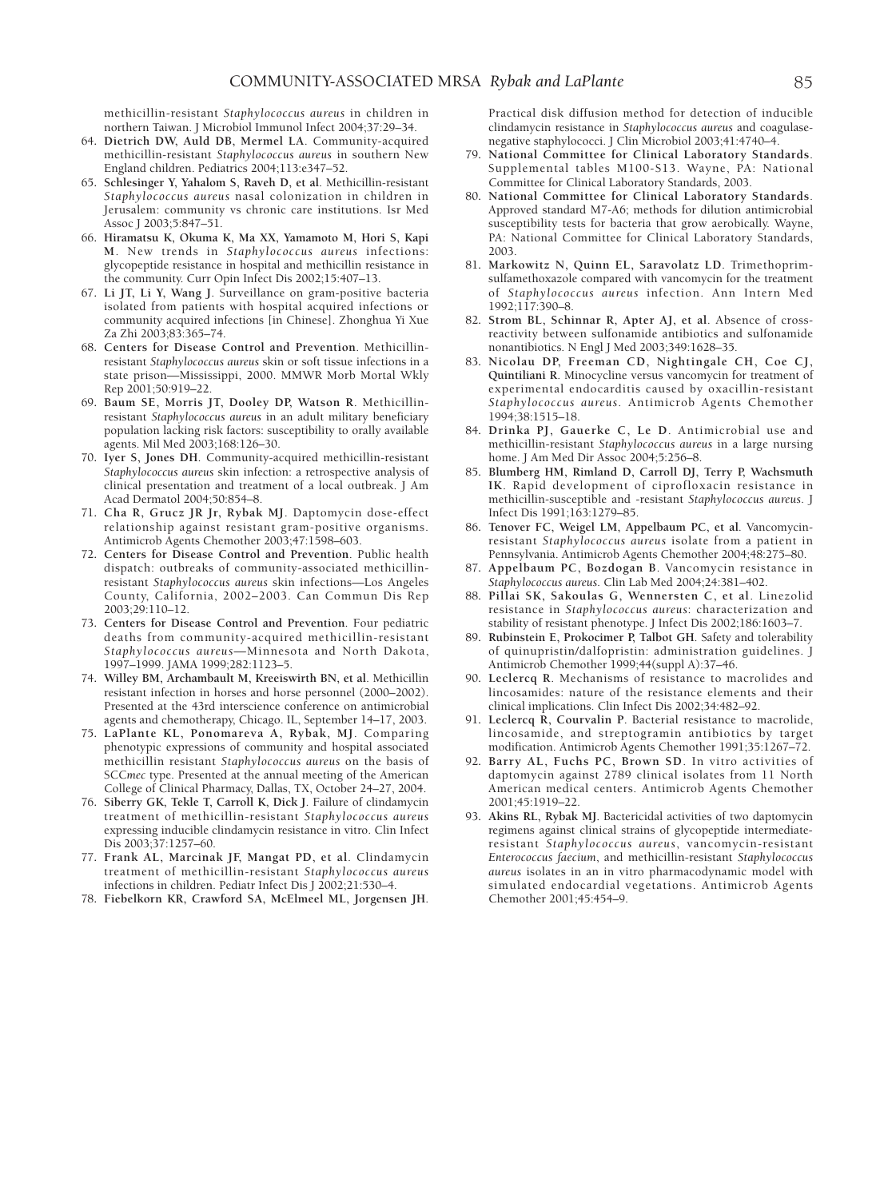methicillin-resistant *Staphylococcus aureus* in children in northern Taiwan. J Microbiol Immunol Infect 2004;37:29–34.

64. **Dietrich DW, Auld DB, Mermel LA**. Community-acquired methicillin-resistant *Staphylococcus aureus* in southern New England children. Pediatrics 2004;113:e347–52.
65. **Schlesinger Y, Yahalom S, Raveh D, et al**. Methicillin-resistant *Staphylococcus aureus* nasal colonization in children in Jerusalem: community vs chronic care institutions. Isr Med Assoc J 2003;5:847–51.
66. **Hiramatsu K, Okuma K, Ma XX, Yamamoto M, Hori S, Kapi M**. New trends in *Staphylococcus aureus* infections: glycopeptide resistance in hospital and methicillin resistance in the community. Curr Opin Infect Dis 2002;15:407–13.
67. **Li JT, Li Y, Wang J**. Surveillance on gram-positive bacteria isolated from patients with hospital acquired infections or community acquired infections [in Chinese]. Zhonghua Yi Xue Za Zhi 2003;83:365–74.
68. **Centers for Disease Control and Prevention**. Methicillin-resistant *Staphylococcus aureus* skin or soft tissue infections in a state prison—Mississippi, 2000. MMWR Morb Mortal Wkly Rep 2001;50:919–22.
69. **Baum SE, Morris JT, Dooley DP, Watson R**. Methicillin-resistant *Staphylococcus aureus* in an adult military beneficiary population lacking risk factors: susceptibility to orally available agents. Mil Med 2003;168:126–30.
70. **Iyer S, Jones DH**. Community-acquired methicillin-resistant *Staphylococcus aureus* skin infection: a retrospective analysis of clinical presentation and treatment of a local outbreak. J Am Acad Dermatol 2004;50:854–8.
71. **Cha R, Grucz JR Jr, Rybak MJ**. Daptomycin dose-effect relationship against resistant gram-positive organisms. Antimicrob Agents Chemother 2003;47:1598–603.
72. **Centers for Disease Control and Prevention**. Public health dispatch: outbreaks of community-associated methicillin-resistant *Staphylococcus aureus* skin infections—Los Angeles County, California, 2002–2003. Can Commun Dis Rep 2003;29:110–12.
73. **Centers for Disease Control and Prevention**. Four pediatric deaths from community-acquired methicillin-resistant *Staphylococcus aureus*—Minnesota and North Dakota, 1997–1999. JAMA 1999;282:1123–5.
74. **Willey BM, Archambault M, Kreeiswirth BN, et al**. Methicillin resistant infection in horses and horse personnel (2000–2002). Presented at the 43rd interscience conference on antimicrobial agents and chemotherapy, Chicago. IL, September 14–17, 2003.
75. **LaPlante KL, Ponomareva A, Rybak, MJ**. Comparing phenotypic expressions of community and hospital associated methicillin resistant *Staphylococcus aureus* on the basis of SCC*mec* type. Presented at the annual meeting of the American College of Clinical Pharmacy, Dallas, TX, October 24–27, 2004.
76. **Siberry GK, Tekle T, Carroll K, Dick J**. Failure of clindamycin treatment of methicillin-resistant *Staphylococcus aureus* expressing inducible clindamycin resistance in vitro. Clin Infect Dis 2003;37:1257–60.
77. **Frank AL, Marcinak JF, Mangat PD, et al**. Clindamycin treatment of methicillin-resistant *Staphylococcus aureus* infections in children. Pediatr Infect Dis J 2002;21:530–4.
78. **Fiebelkorn KR, Crawford SA, McElmeel ML, Jorgensen JH**. Practical disk diffusion method for detection of inducible clindamycin resistance in *Staphylococcus aureus* and coagulase-negative staphylococci. J Clin Microbiol 2003;41:4740–4.
79. **National Committee for Clinical Laboratory Standards**. Supplemental tables M100-S13. Wayne, PA: National Committee for Clinical Laboratory Standards, 2003.
80. **National Committee for Clinical Laboratory Standards**. Approved standard M7-A6; methods for dilution antimicrobial susceptibility tests for bacteria that grow aerobically. Wayne, PA: National Committee for Clinical Laboratory Standards, 2003.
81. **Markowitz N, Quinn EL, Saravolatz LD**. Trimethoprim-sulfamethoxazole compared with vancomycin for the treatment of *Staphylococcus aureus* infection. Ann Intern Med 1992;117:390–8.
82. **Strom BL, Schinnar R, Apter AJ, et al**. Absence of cross-reactivity between sulfonamide antibiotics and sulfonamide nonantibiotics. N Engl J Med 2003;349:1628–35.
83. **Nicolau DP, Freeman CD, Nightingale CH, Coe CJ, Quintiliani R**. Minocycline versus vancomycin for treatment of experimental endocarditis caused by oxacillin-resistant *Staphylococcus aureus*. Antimicrob Agents Chemother 1994;38:1515–18.
84. **Drinka PJ, Gauerke C, Le D**. Antimicrobial use and methicillin-resistant *Staphylococcus aureus* in a large nursing home. J Am Med Dir Assoc 2004;5:256–8.
85. **Blumberg HM, Rimland D, Carroll DJ, Terry P, Wachsmuth IK**. Rapid development of ciprofloxacin resistance in methicillin-susceptible and -resistant *Staphylococcus aureus*. J Infect Dis 1991;163:1279–85.
86. **Tenover FC, Weigel LM, Appelbaum PC, et al**. Vancomycin-resistant *Staphylococcus aureus* isolate from a patient in Pennsylvania. Antimicrob Agents Chemother 2004;48:275–80.
87. **Appelbaum PC, Bozdogan B**. Vancomycin resistance in *Staphylococcus aureus*. Clin Lab Med 2004;24:381–402.
88. **Pillai SK, Sakoulas G, Wennersten C, et al**. Linezolid resistance in *Staphylococcus aureus*: characterization and stability of resistant phenotype. J Infect Dis 2002;186:1603–7.
89. **Rubinstein E, Prokocimer P, Talbot GH**. Safety and tolerability of quinupristin/dalfopristin: administration guidelines. J Antimicrob Chemother 1999;44(suppl A):37–46.
90. **Leclercq R**. Mechanisms of resistance to macrolides and lincosamides: nature of the resistance elements and their clinical implications. Clin Infect Dis 2002;34:482–92.
91. **Leclercq R, Courvalin P**. Bacterial resistance to macrolide, lincosamide, and streptogramin antibiotics by target modification. Antimicrob Agents Chemother 1991;35:1267–72.
92. **Barry AL, Fuchs PC, Brown SD**. In vitro activities of daptomycin against 2789 clinical isolates from 11 North American medical centers. Antimicrob Agents Chemother 2001;45:1919–22.
93. **Akins RL, Rybak MJ**. Bactericidal activities of two daptomycin regimens against clinical strains of glycopeptide intermediate-resistant *Staphylococcus aureus*, vancomycin-resistant *Enterococcus faecium*, and methicillin-resistant *Staphylococcus aureus* isolates in an in vitro pharmacodynamic model with simulated endocardial vegetations. Antimicrob Agents Chemother 2001;45:454–9.